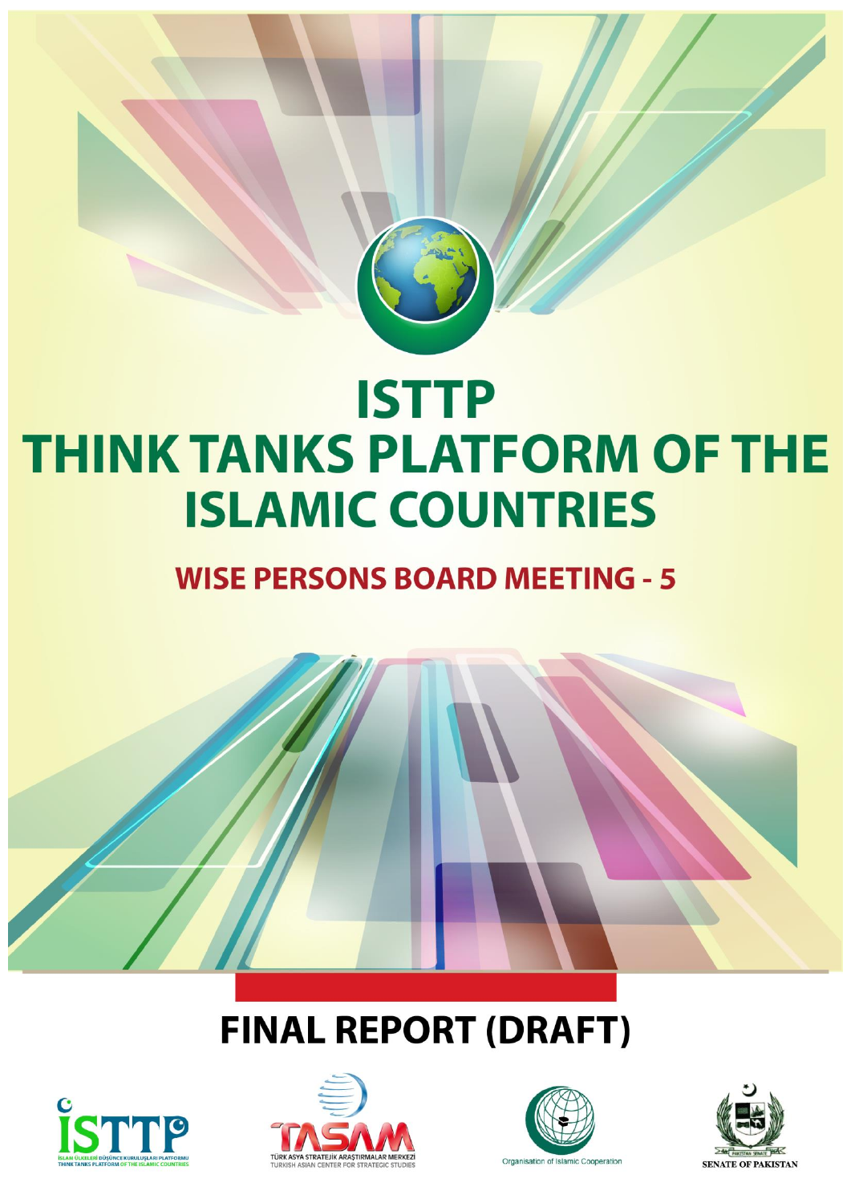# ISTTP

# THINK TANKS PLATFORM OF THE ISLAMIC COUNTRIES

## WISE PERSONS BOARD MEETING - 5

# FINAL REPORT (DRAFT)

İSTTP
İSLAM ÜLKELERİ DÜŞÜNCE KURULUŞLARI PLATFORMU
THINK TANKS PLATFORM OF THE ISLAMIC COUNTRIES

TASAM
TÜRK ASYA STRATEJİK ARAŞTIRMALAR MERKEZİ
TURKISH ASIAN CENTER FOR STRATEGIC STUDIES

Organisation of Islamic Cooperation

SENATE OF PAKISTAN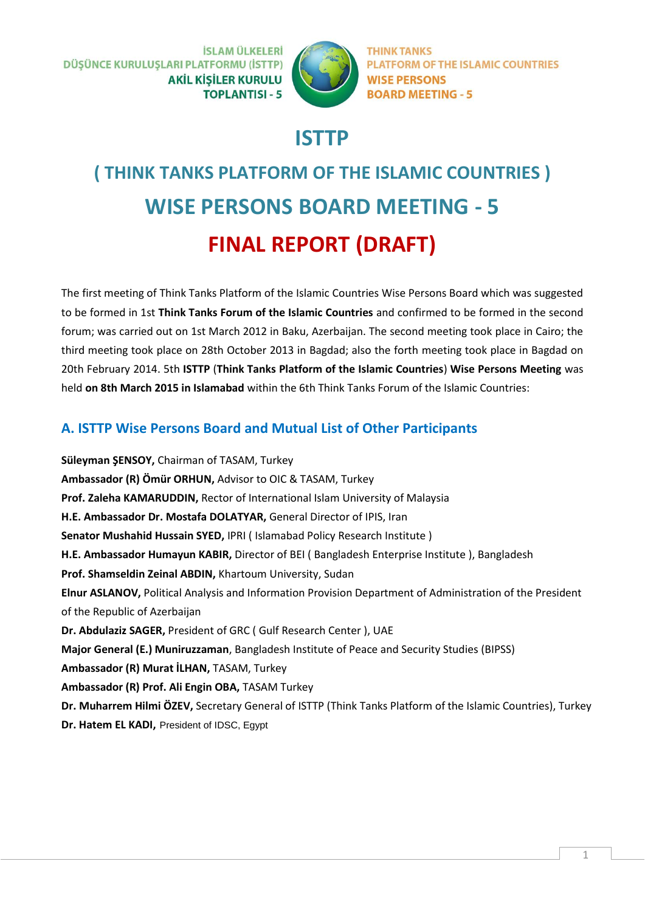İSLAM ÜLKELERİ DÜŞÜNCE KURULUŞLARI PLATFORMU (İSTTP) AKİL KİŞİLER KURULU TOPLANTISI - 5

THINK TANKS PLATFORM OF THE ISLAMIC COUNTRIES WISE PERSONS BOARD MEETING - 5

# ISTTP

## ( THINK TANKS PLATFORM OF THE ISLAMIC COUNTRIES )

## WISE PERSONS BOARD MEETING - 5

## FINAL REPORT (DRAFT)

The first meeting of Think Tanks Platform of the Islamic Countries Wise Persons Board which was suggested to be formed in 1st **Think Tanks Forum of the Islamic Countries** and confirmed to be formed in the second forum; was carried out on 1st March 2012 in Baku, Azerbaijan. The second meeting took place in Cairo; the third meeting took place on 28th October 2013 in Bagdad; also the forth meeting took place in Bagdad on 20th February 2014. 5th **ISTTP** (**Think Tanks Platform of the Islamic Countries**) **Wise Persons Meeting** was held **on 8th March 2015 in Islamabad** within the 6th Think Tanks Forum of the Islamic Countries:

### A. ISTTP Wise Persons Board and Mutual List of Other Participants

**Süleyman ŞENSOY,** Chairman of TASAM, Turkey
**Ambassador (R) Ömür ORHUN,** Advisor to OIC & TASAM, Turkey
**Prof. Zaleha KAMARUDDIN,** Rector of International Islam University of Malaysia
**H.E. Ambassador Dr. Mostafa DOLATYAR,** General Director of IPIS, Iran
**Senator Mushahid Hussain SYED,** IPRI ( Islamabad Policy Research Institute )
**H.E. Ambassador Humayun KABIR,** Director of BEI ( Bangladesh Enterprise Institute ), Bangladesh
**Prof. Shamseldin Zeinal ABDIN,** Khartoum University, Sudan
**Elnur ASLANOV,** Political Analysis and Information Provision Department of Administration of the President of the Republic of Azerbaijan
**Dr. Abdulaziz SAGER,** President of GRC ( Gulf Research Center ), UAE
**Major General (E.) Muniruzzaman**, Bangladesh Institute of Peace and Security Studies (BIPSS)
**Ambassador (R) Murat İLHAN,** TASAM, Turkey
**Ambassador (R) Prof. Ali Engin OBA,** TASAM Turkey
**Dr. Muharrem Hilmi ÖZEV,** Secretary General of ISTTP (Think Tanks Platform of the Islamic Countries), Turkey
**Dr. Hatem EL KADI,** President of IDSC, Egypt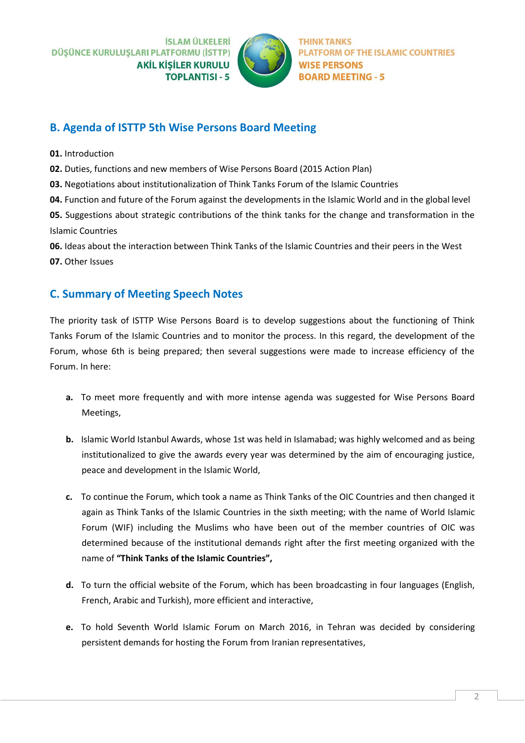## B. Agenda of ISTTP 5th Wise Persons Board Meeting

**01.** Introduction
**02.** Duties, functions and new members of Wise Persons Board (2015 Action Plan)
**03.** Negotiations about institutionalization of Think Tanks Forum of the Islamic Countries
**04.** Function and future of the Forum against the developments in the Islamic World and in the global level
**05.** Suggestions about strategic contributions of the think tanks for the change and transformation in the Islamic Countries
**06.** Ideas about the interaction between Think Tanks of the Islamic Countries and their peers in the West
**07.** Other Issues

## C. Summary of Meeting Speech Notes

The priority task of ISTTP Wise Persons Board is to develop suggestions about the functioning of Think Tanks Forum of the Islamic Countries and to monitor the process. In this regard, the development of the Forum, whose 6th is being prepared; then several suggestions were made to increase efficiency of the Forum. In here:

**a.** To meet more frequently and with more intense agenda was suggested for Wise Persons Board Meetings,

**b.** Islamic World Istanbul Awards, whose 1st was held in Islamabad; was highly welcomed and as being institutionalized to give the awards every year was determined by the aim of encouraging justice, peace and development in the Islamic World,

**c.** To continue the Forum, which took a name as Think Tanks of the OIC Countries and then changed it again as Think Tanks of the Islamic Countries in the sixth meeting; with the name of World Islamic Forum (WIF) including the Muslims who have been out of the member countries of OIC was determined because of the institutional demands right after the first meeting organized with the name of **"Think Tanks of the Islamic Countries",**

**d.** To turn the official website of the Forum, which has been broadcasting in four languages (English, French, Arabic and Turkish), more efficient and interactive,

**e.** To hold Seventh World Islamic Forum on March 2016, in Tehran was decided by considering persistent demands for hosting the Forum from Iranian representatives,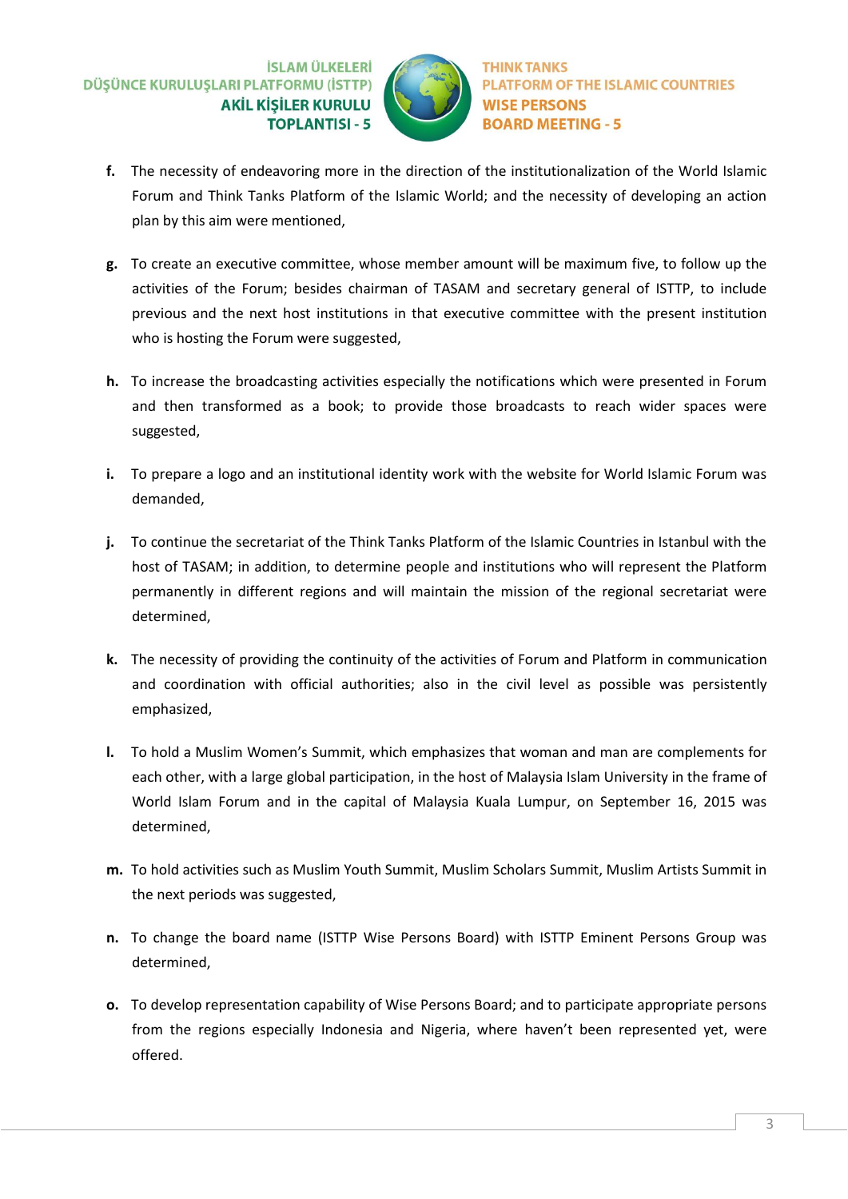**f.** The necessity of endeavoring more in the direction of the institutionalization of the World Islamic Forum and Think Tanks Platform of the Islamic World; and the necessity of developing an action plan by this aim were mentioned,

**g.** To create an executive committee, whose member amount will be maximum five, to follow up the activities of the Forum; besides chairman of TASAM and secretary general of ISTTP, to include previous and the next host institutions in that executive committee with the present institution who is hosting the Forum were suggested,

**h.** To increase the broadcasting activities especially the notifications which were presented in Forum and then transformed as a book; to provide those broadcasts to reach wider spaces were suggested,

**i.** To prepare a logo and an institutional identity work with the website for World Islamic Forum was demanded,

**j.** To continue the secretariat of the Think Tanks Platform of the Islamic Countries in Istanbul with the host of TASAM; in addition, to determine people and institutions who will represent the Platform permanently in different regions and will maintain the mission of the regional secretariat were determined,

**k.** The necessity of providing the continuity of the activities of Forum and Platform in communication and coordination with official authorities; also in the civil level as possible was persistently emphasized,

**l.** To hold a Muslim Women's Summit, which emphasizes that woman and man are complements for each other, with a large global participation, in the host of Malaysia Islam University in the frame of World Islam Forum and in the capital of Malaysia Kuala Lumpur, on September 16, 2015 was determined,

**m.** To hold activities such as Muslim Youth Summit, Muslim Scholars Summit, Muslim Artists Summit in the next periods was suggested,

**n.** To change the board name (ISTTP Wise Persons Board) with ISTTP Eminent Persons Group was determined,

**o.** To develop representation capability of Wise Persons Board; and to participate appropriate persons from the regions especially Indonesia and Nigeria, where haven't been represented yet, were offered.